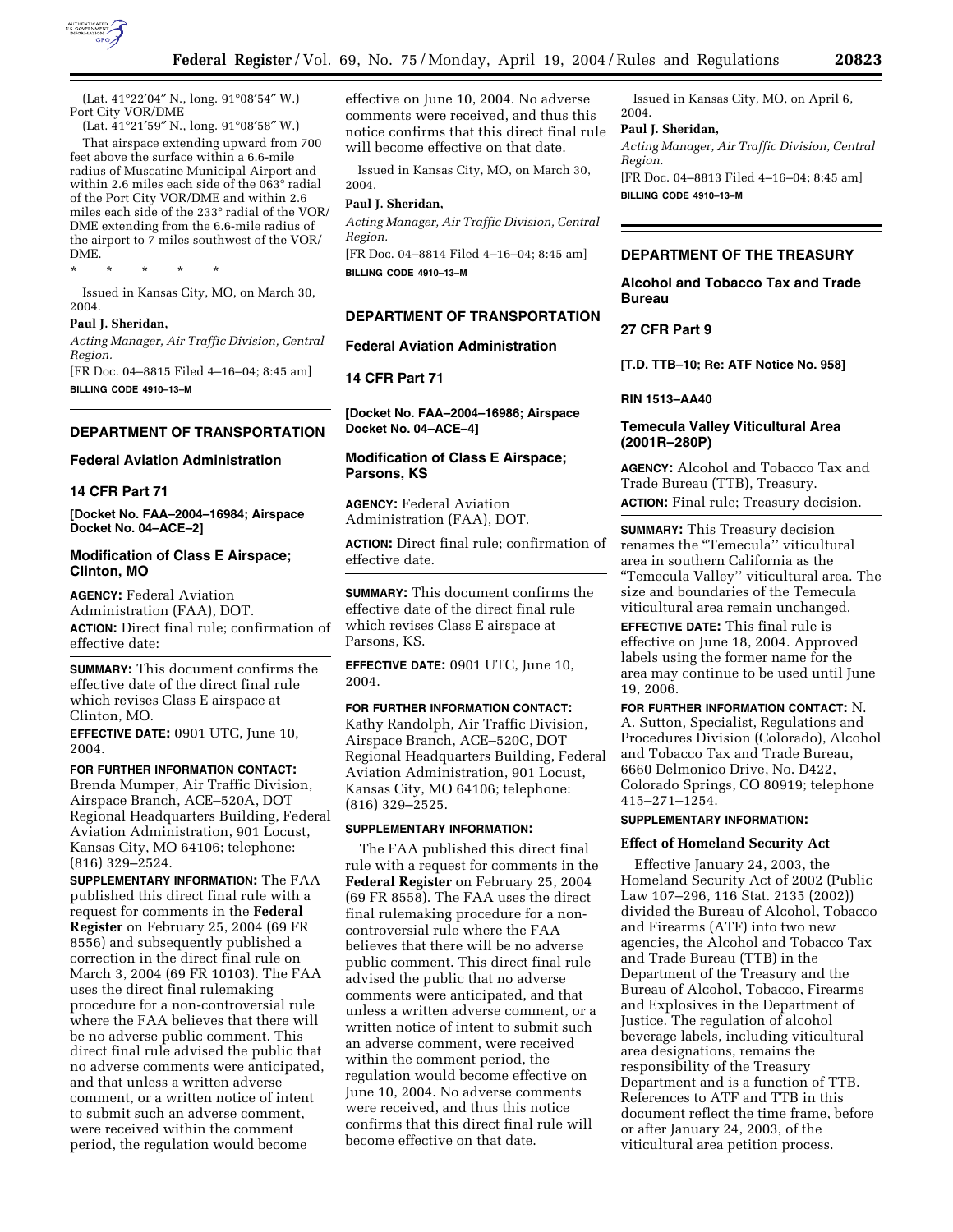(Lat. 41°22′04″ N., long. 91°08′54″ W.)
Port City VOR/DME
(Lat. 41°21′59″ N., long. 91°08′58″ W.)

That airspace extending upward from 700 feet above the surface within a 6.6-mile radius of Muscatine Municipal Airport and within 2.6 miles each side of the 063° radial of the Port City VOR/DME and within 2.6 miles each side of the 233° radial of the VOR/DME extending from the 6.6-mile radius of the airport to 7 miles southwest of the VOR/DME.

\* \* \* \* \*

Issued in Kansas City, MO, on March 30, 2004.

**Paul J. Sheridan,**

*Acting Manager, Air Traffic Division, Central Region.*

[FR Doc. 04–8815 Filed 4–16–04; 8:45 am]

**BILLING CODE 4910–13–M**

---

## DEPARTMENT OF TRANSPORTATION

### Federal Aviation Administration

### 14 CFR Part 71

**[Docket No. FAA–2004–16984; Airspace Docket No. 04–ACE–2]**

### Modification of Class E Airspace; Clinton, MO

**AGENCY:** Federal Aviation Administration (FAA), DOT.

**ACTION:** Direct final rule; confirmation of effective date:

**SUMMARY:** This document confirms the effective date of the direct final rule which revises Class E airspace at Clinton, MO.

**EFFECTIVE DATE:** 0901 UTC, June 10, 2004.

**FOR FURTHER INFORMATION CONTACT:** Brenda Mumper, Air Traffic Division, Airspace Branch, ACE–520A, DOT Regional Headquarters Building, Federal Aviation Administration, 901 Locust, Kansas City, MO 64106; telephone: (816) 329–2524.

**SUPPLEMENTARY INFORMATION:** The FAA published this direct final rule with a request for comments in the **Federal Register** on February 25, 2004 (69 FR 8556) and subsequently published a correction in the direct final rule on March 3, 2004 (69 FR 10103). The FAA uses the direct final rulemaking procedure for a non-controversial rule where the FAA believes that there will be no adverse public comment. This direct final rule advised the public that no adverse comments were anticipated, and that unless a written adverse comment, or a written notice of intent to submit such an adverse comment, were received within the comment period, the regulation would become effective on June 10, 2004. No adverse comments were received, and thus this notice confirms that this direct final rule will become effective on that date.

Issued in Kansas City, MO, on March 30, 2004.

**Paul J. Sheridan,**

*Acting Manager, Air Traffic Division, Central Region.*

[FR Doc. 04–8814 Filed 4–16–04; 8:45 am]

**BILLING CODE 4910–13–M**

---

## DEPARTMENT OF TRANSPORTATION

### Federal Aviation Administration

### 14 CFR Part 71

**[Docket No. FAA–2004–16986; Airspace Docket No. 04–ACE–4]**

### Modification of Class E Airspace; Parsons, KS

**AGENCY:** Federal Aviation Administration (FAA), DOT.

**ACTION:** Direct final rule; confirmation of effective date.

**SUMMARY:** This document confirms the effective date of the direct final rule which revises Class E airspace at Parsons, KS.

**EFFECTIVE DATE:** 0901 UTC, June 10, 2004.

**FOR FURTHER INFORMATION CONTACT:** Kathy Randolph, Air Traffic Division, Airspace Branch, ACE–520C, DOT Regional Headquarters Building, Federal Aviation Administration, 901 Locust, Kansas City, MO 64106; telephone: (816) 329–2525.

**SUPPLEMENTARY INFORMATION:**

The FAA published this direct final rule with a request for comments in the **Federal Register** on February 25, 2004 (69 FR 8558). The FAA uses the direct final rulemaking procedure for a non-controversial rule where the FAA believes that there will be no adverse public comment. This direct final rule advised the public that no adverse comments were anticipated, and that unless a written adverse comment, or a written notice of intent to submit such an adverse comment, were received within the comment period, the regulation would become effective on June 10, 2004. No adverse comments were received, and thus this notice confirms that this direct final rule will become effective on that date.

Issued in Kansas City, MO, on April 6, 2004.

**Paul J. Sheridan,**

*Acting Manager, Air Traffic Division, Central Region.*

[FR Doc. 04–8813 Filed 4–16–04; 8:45 am]

**BILLING CODE 4910–13–M**

---

## DEPARTMENT OF THE TREASURY

### Alcohol and Tobacco Tax and Trade Bureau

### 27 CFR Part 9

**[T.D. TTB–10; Re: ATF Notice No. 958]**

**RIN 1513–AA40**

### Temecula Valley Viticultural Area (2001R–280P)

**AGENCY:** Alcohol and Tobacco Tax and Trade Bureau (TTB), Treasury.

**ACTION:** Final rule; Treasury decision.

**SUMMARY:** This Treasury decision renames the "Temecula'' viticultural area in southern California as the "Temecula Valley'' viticultural area. The size and boundaries of the Temecula viticultural area remain unchanged.

**EFFECTIVE DATE:** This final rule is effective on June 18, 2004. Approved labels using the former name for the area may continue to be used until June 19, 2006.

**FOR FURTHER INFORMATION CONTACT:** N. A. Sutton, Specialist, Regulations and Procedures Division (Colorado), Alcohol and Tobacco Tax and Trade Bureau, 6660 Delmonico Drive, No. D422, Colorado Springs, CO 80919; telephone 415–271–1254.

**SUPPLEMENTARY INFORMATION:**

**Effect of Homeland Security Act**

Effective January 24, 2003, the Homeland Security Act of 2002 (Public Law 107–296, 116 Stat. 2135 (2002)) divided the Bureau of Alcohol, Tobacco and Firearms (ATF) into two new agencies, the Alcohol and Tobacco Tax and Trade Bureau (TTB) in the Department of the Treasury and the Bureau of Alcohol, Tobacco, Firearms and Explosives in the Department of Justice. The regulation of alcohol beverage labels, including viticultural area designations, remains the responsibility of the Treasury Department and is a function of TTB. References to ATF and TTB in this document reflect the time frame, before or after January 24, 2003, of the viticultural area petition process.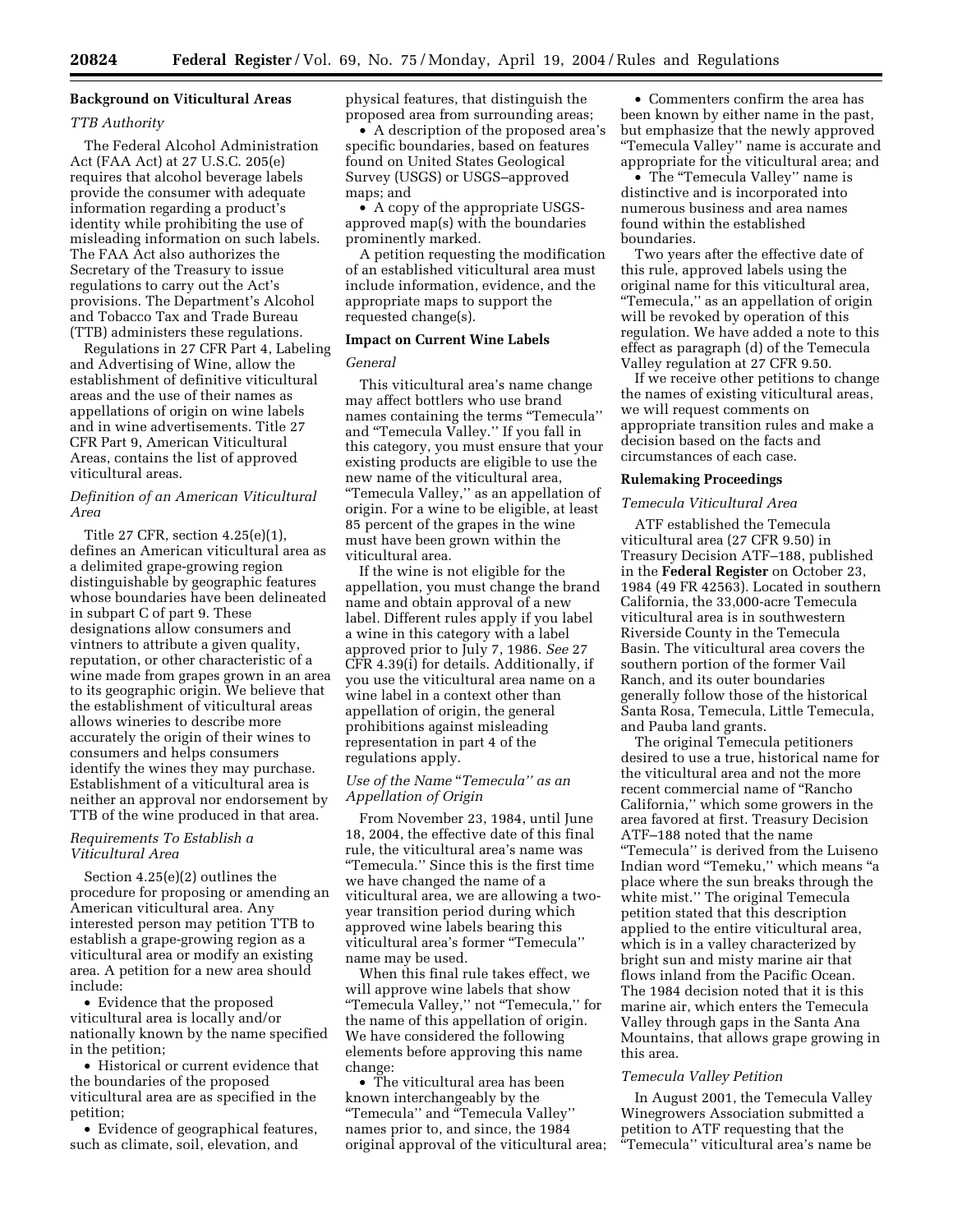## Background on Viticultural Areas

### *TTB Authority*

The Federal Alcohol Administration Act (FAA Act) at 27 U.S.C. 205(e) requires that alcohol beverage labels provide the consumer with adequate information regarding a product's identity while prohibiting the use of misleading information on such labels. The FAA Act also authorizes the Secretary of the Treasury to issue regulations to carry out the Act's provisions. The Department's Alcohol and Tobacco Tax and Trade Bureau (TTB) administers these regulations.

Regulations in 27 CFR Part 4, Labeling and Advertising of Wine, allow the establishment of definitive viticultural areas and the use of their names as appellations of origin on wine labels and in wine advertisements. Title 27 CFR Part 9, American Viticultural Areas, contains the list of approved viticultural areas.

### *Definition of an American Viticultural Area*

Title 27 CFR, section 4.25(e)(1), defines an American viticultural area as a delimited grape-growing region distinguishable by geographic features whose boundaries have been delineated in subpart C of part 9. These designations allow consumers and vintners to attribute a given quality, reputation, or other characteristic of a wine made from grapes grown in an area to its geographic origin. We believe that the establishment of viticultural areas allows wineries to describe more accurately the origin of their wines to consumers and helps consumers identify the wines they may purchase. Establishment of a viticultural area is neither an approval nor endorsement by TTB of the wine produced in that area.

### *Requirements To Establish a Viticultural Area*

Section 4.25(e)(2) outlines the procedure for proposing or amending an American viticultural area. Any interested person may petition TTB to establish a grape-growing region as a viticultural area or modify an existing area. A petition for a new area should include:

- Evidence that the proposed viticultural area is locally and/or nationally known by the name specified in the petition;
- Historical or current evidence that the boundaries of the proposed viticultural area are as specified in the petition;
- Evidence of geographical features, such as climate, soil, elevation, and physical features, that distinguish the proposed area from surrounding areas;
- A description of the proposed area's specific boundaries, based on features found on United States Geological Survey (USGS) or USGS–approved maps; and
- A copy of the appropriate USGS-approved map(s) with the boundaries prominently marked.

A petition requesting the modification of an established viticultural area must include information, evidence, and the appropriate maps to support the requested change(s).

## Impact on Current Wine Labels

### *General*

This viticultural area's name change may affect bottlers who use brand names containing the terms "Temecula'' and "Temecula Valley.'' If you fall in this category, you must ensure that your existing products are eligible to use the new name of the viticultural area, "Temecula Valley,'' as an appellation of origin. For a wine to be eligible, at least 85 percent of the grapes in the wine must have been grown within the viticultural area.

If the wine is not eligible for the appellation, you must change the brand name and obtain approval of a new label. Different rules apply if you label a wine in this category with a label approved prior to July 7, 1986. *See* 27 CFR 4.39(i) for details. Additionally, if you use the viticultural area name on a wine label in a context other than appellation of origin, the general prohibitions against misleading representation in part 4 of the regulations apply.

### *Use of the Name "Temecula'' as an Appellation of Origin*

From November 23, 1984, until June 18, 2004, the effective date of this final rule, the viticultural area's name was "Temecula.'' Since this is the first time we have changed the name of a viticultural area, we are allowing a two-year transition period during which approved wine labels bearing this viticultural area's former "Temecula'' name may be used.

When this final rule takes effect, we will approve wine labels that show "Temecula Valley,'' not "Temecula,'' for the name of this appellation of origin. We have considered the following elements before approving this name change:

- The viticultural area has been known interchangeably by the "Temecula'' and "Temecula Valley'' names prior to, and since, the 1984 original approval of the viticultural area;
- Commenters confirm the area has been known by either name in the past, but emphasize that the newly approved "Temecula Valley'' name is accurate and appropriate for the viticultural area; and
- The "Temecula Valley'' name is distinctive and is incorporated into numerous business and area names found within the established boundaries.

Two years after the effective date of this rule, approved labels using the original name for this viticultural area, "Temecula,'' as an appellation of origin will be revoked by operation of this regulation. We have added a note to this effect as paragraph (d) of the Temecula Valley regulation at 27 CFR 9.50.

If we receive other petitions to change the names of existing viticultural areas, we will request comments on appropriate transition rules and make a decision based on the facts and circumstances of each case.

## Rulemaking Proceedings

### *Temecula Viticultural Area*

ATF established the Temecula viticultural area (27 CFR 9.50) in Treasury Decision ATF–188, published in the **Federal Register** on October 23, 1984 (49 FR 42563). Located in southern California, the 33,000-acre Temecula viticultural area is in southwestern Riverside County in the Temecula Basin. The viticultural area covers the southern portion of the former Vail Ranch, and its outer boundaries generally follow those of the historical Santa Rosa, Temecula, Little Temecula, and Pauba land grants.

The original Temecula petitioners desired to use a true, historical name for the viticultural area and not the more recent commercial name of "Rancho California,'' which some growers in the area favored at first. Treasury Decision ATF–188 noted that the name "Temecula'' is derived from the Luiseno Indian word "Temeku,'' which means "a place where the sun breaks through the white mist.'' The original Temecula petition stated that this description applied to the entire viticultural area, which is in a valley characterized by bright sun and misty marine air that flows inland from the Pacific Ocean. The 1984 decision noted that it is this marine air, which enters the Temecula Valley through gaps in the Santa Ana Mountains, that allows grape growing in this area.

### *Temecula Valley Petition*

In August 2001, the Temecula Valley Winegrowers Association submitted a petition to ATF requesting that the "Temecula'' viticultural area's name be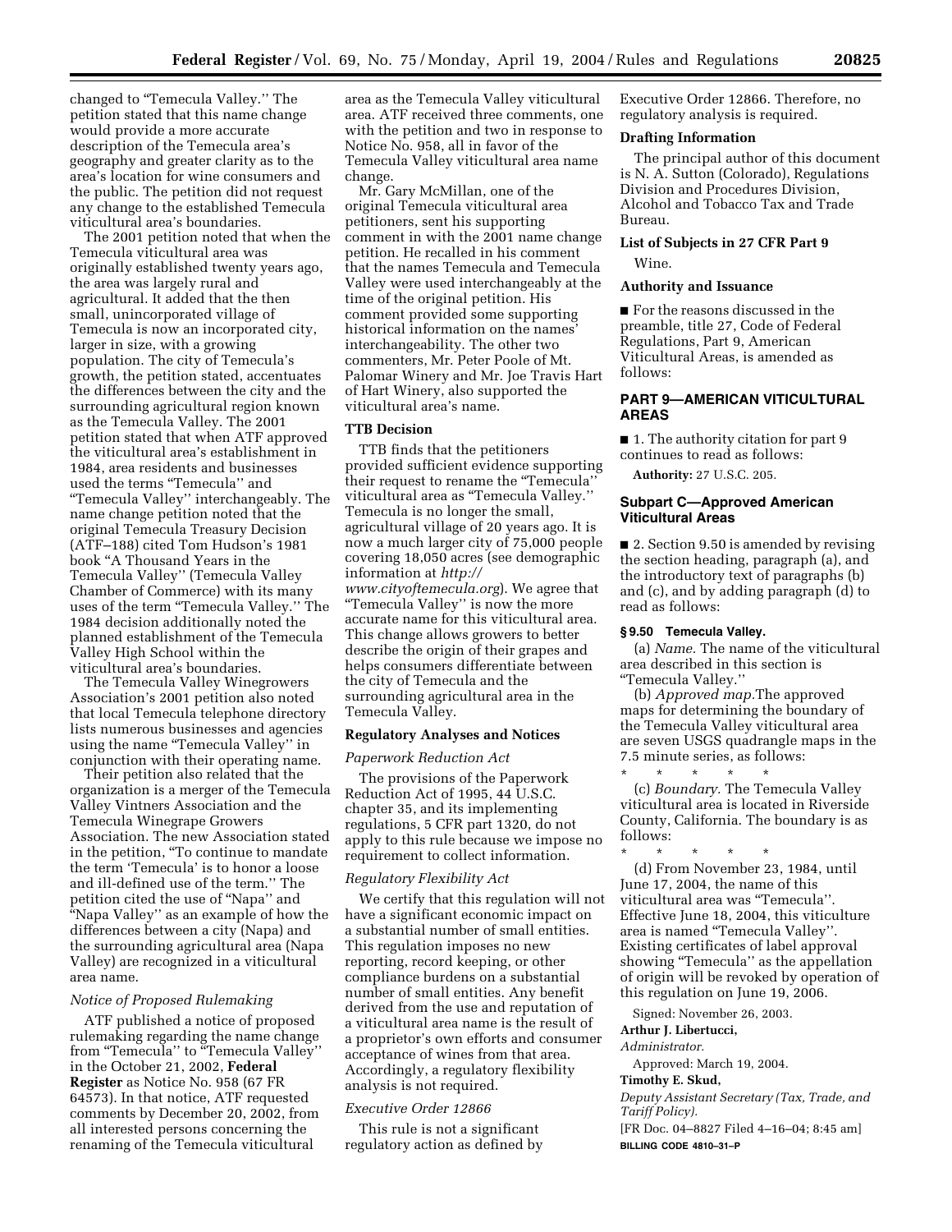changed to "Temecula Valley." The petition stated that this name change would provide a more accurate description of the Temecula area's geography and greater clarity as to the area's location for wine consumers and the public. The petition did not request any change to the established Temecula viticultural area's boundaries.

The 2001 petition noted that when the Temecula viticultural area was originally established twenty years ago, the area was largely rural and agricultural. It added that the then small, unincorporated village of Temecula is now an incorporated city, larger in size, with a growing population. The city of Temecula's growth, the petition stated, accentuates the differences between the city and the surrounding agricultural region known as the Temecula Valley. The 2001 petition stated that when ATF approved the viticultural area's establishment in 1984, area residents and businesses used the terms "Temecula'' and "Temecula Valley'' interchangeably. The name change petition noted that the original Temecula Treasury Decision (ATF–188) cited Tom Hudson's 1981 book "A Thousand Years in the Temecula Valley'' (Temecula Valley Chamber of Commerce) with its many uses of the term "Temecula Valley.'' The 1984 decision additionally noted the planned establishment of the Temecula Valley High School within the viticultural area's boundaries.

The Temecula Valley Winegrowers Association's 2001 petition also noted that local Temecula telephone directory lists numerous businesses and agencies using the name "Temecula Valley'' in conjunction with their operating name.

Their petition also related that the organization is a merger of the Temecula Valley Vintners Association and the Temecula Winegrape Growers Association. The new Association stated in the petition, "To continue to mandate the term 'Temecula' is to honor a loose and ill-defined use of the term.'' The petition cited the use of "Napa'' and "Napa Valley'' as an example of how the differences between a city (Napa) and the surrounding agricultural area (Napa Valley) are recognized in a viticultural area name.

*Notice of Proposed Rulemaking*

ATF published a notice of proposed rulemaking regarding the name change from "Temecula'' to "Temecula Valley'' in the October 21, 2002, **Federal Register** as Notice No. 958 (67 FR 64573). In that notice, ATF requested comments by December 20, 2002, from all interested persons concerning the renaming of the Temecula viticultural area as the Temecula Valley viticultural area. ATF received three comments, one with the petition and two in response to Notice No. 958, all in favor of the Temecula Valley viticultural area name change.

Mr. Gary McMillan, one of the original Temecula viticultural area petitioners, sent his supporting comment in with the 2001 name change petition. He recalled in his comment that the names Temecula and Temecula Valley were used interchangeably at the time of the original petition. His comment provided some supporting historical information on the names' interchangeability. The other two commenters, Mr. Peter Poole of Mt. Palomar Winery and Mr. Joe Travis Hart of Hart Winery, also supported the viticultural area's name.

**TTB Decision**

TTB finds that the petitioners provided sufficient evidence supporting their request to rename the "Temecula'' viticultural area as "Temecula Valley.'' Temecula is no longer the small, agricultural village of 20 years ago. It is now a much larger city of 75,000 people covering 18,050 acres (see demographic information at *http://www.cityoftemecula.org*). We agree that "Temecula Valley'' is now the more accurate name for this viticultural area. This change allows growers to better describe the origin of their grapes and helps consumers differentiate between the city of Temecula and the surrounding agricultural area in the Temecula Valley.

**Regulatory Analyses and Notices**

*Paperwork Reduction Act*

The provisions of the Paperwork Reduction Act of 1995, 44 U.S.C. chapter 35, and its implementing regulations, 5 CFR part 1320, do not apply to this rule because we impose no requirement to collect information.

*Regulatory Flexibility Act*

We certify that this regulation will not have a significant economic impact on a substantial number of small entities. This regulation imposes no new reporting, record keeping, or other compliance burdens on a substantial number of small entities. Any benefit derived from the use and reputation of a viticultural area name is the result of a proprietor's own efforts and consumer acceptance of wines from that area. Accordingly, a regulatory flexibility analysis is not required.

*Executive Order 12866*

This rule is not a significant regulatory action as defined by Executive Order 12866. Therefore, no regulatory analysis is required.

**Drafting Information**

The principal author of this document is N. A. Sutton (Colorado), Regulations Division and Procedures Division, Alcohol and Tobacco Tax and Trade Bureau.

**List of Subjects in 27 CFR Part 9**

Wine.

**Authority and Issuance**

■ For the reasons discussed in the preamble, title 27, Code of Federal Regulations, Part 9, American Viticultural Areas, is amended as follows:

## PART 9—AMERICAN VITICULTURAL AREAS

■ 1. The authority citation for part 9 continues to read as follows:

**Authority:** 27 U.S.C. 205.

### Subpart C—Approved American Viticultural Areas

■ 2. Section 9.50 is amended by revising the section heading, paragraph (a), and the introductory text of paragraphs (b) and (c), and by adding paragraph (d) to read as follows:

**§ 9.50 Temecula Valley.**

(a) *Name.* The name of the viticultural area described in this section is "Temecula Valley.''

(b) *Approved map.*The approved maps for determining the boundary of the Temecula Valley viticultural area are seven USGS quadrangle maps in the 7.5 minute series, as follows:

\* \* \* \* \*

(c) *Boundary.* The Temecula Valley viticultural area is located in Riverside County, California. The boundary is as follows:

\* \* \* \* \*

(d) From November 23, 1984, until June 17, 2004, the name of this viticultural area was "Temecula''. Effective June 18, 2004, this viticulture area is named "Temecula Valley''. Existing certificates of label approval showing "Temecula'' as the appellation of origin will be revoked by operation of this regulation on June 19, 2006.

Signed: November 26, 2003.

**Arthur J. Libertucci,**

*Administrator.*

Approved: March 19, 2004.

**Timothy E. Skud,**

*Deputy Assistant Secretary (Tax, Trade, and Tariff Policy).*

[FR Doc. 04–8827 Filed 4–16–04; 8:45 am]

**BILLING CODE 4810–31–P**